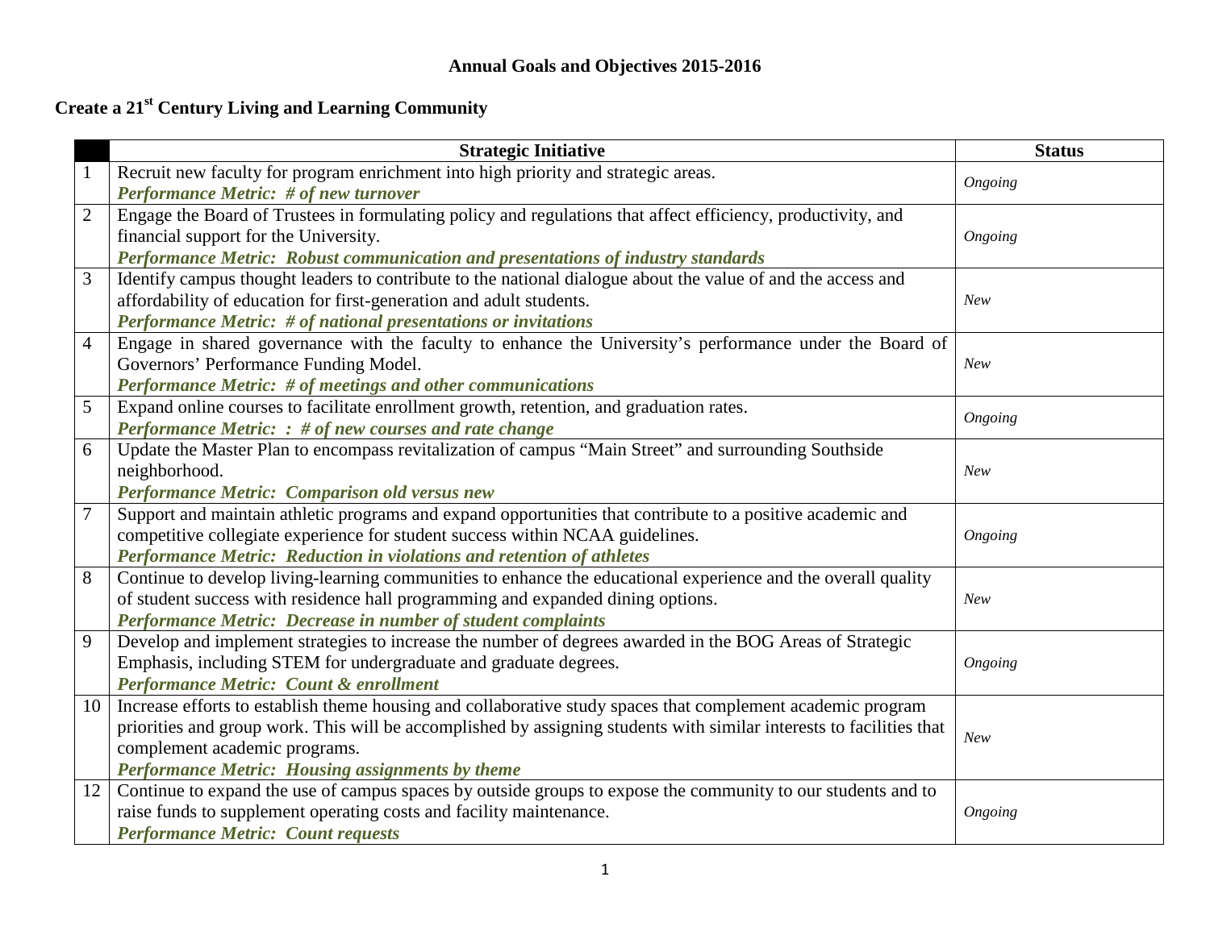# Annual Goals and Objectives 2015-2016

## Create a 21st Century Living and Learning Community

| | Strategic Initiative | Status |
|---|---|---|
| 1 | Recruit new faculty for program enrichment into high priority and strategic areas.<br>***Performance Metric: # of new turnover*** | *Ongoing* |
| 2 | Engage the Board of Trustees in formulating policy and regulations that affect efficiency, productivity, and financial support for the University.<br>***Performance Metric: Robust communication and presentations of industry standards*** | *Ongoing* |
| 3 | Identify campus thought leaders to contribute to the national dialogue about the value of and the access and affordability of education for first-generation and adult students.<br>***Performance Metric: # of national presentations or invitations*** | *New* |
| 4 | Engage in shared governance with the faculty to enhance the University's performance under the Board of Governors' Performance Funding Model.<br>***Performance Metric: # of meetings and other communications*** | *New* |
| 5 | Expand online courses to facilitate enrollment growth, retention, and graduation rates.<br>***Performance Metric: : # of new courses and rate change*** | *Ongoing* |
| 6 | Update the Master Plan to encompass revitalization of campus "Main Street" and surrounding Southside neighborhood.<br>***Performance Metric: Comparison old versus new*** | *New* |
| 7 | Support and maintain athletic programs and expand opportunities that contribute to a positive academic and competitive collegiate experience for student success within NCAA guidelines.<br>***Performance Metric: Reduction in violations and retention of athletes*** | *Ongoing* |
| 8 | Continue to develop living-learning communities to enhance the educational experience and the overall quality of student success with residence hall programming and expanded dining options.<br>***Performance Metric: Decrease in number of student complaints*** | *New* |
| 9 | Develop and implement strategies to increase the number of degrees awarded in the BOG Areas of Strategic Emphasis, including STEM for undergraduate and graduate degrees.<br>***Performance Metric: Count & enrollment*** | *Ongoing* |
| 10 | Increase efforts to establish theme housing and collaborative study spaces that complement academic program priorities and group work. This will be accomplished by assigning students with similar interests to facilities that complement academic programs.<br>***Performance Metric: Housing assignments by theme*** | *New* |
| 12 | Continue to expand the use of campus spaces by outside groups to expose the community to our students and to raise funds to supplement operating costs and facility maintenance.<br>***Performance Metric: Count requests*** | *Ongoing* |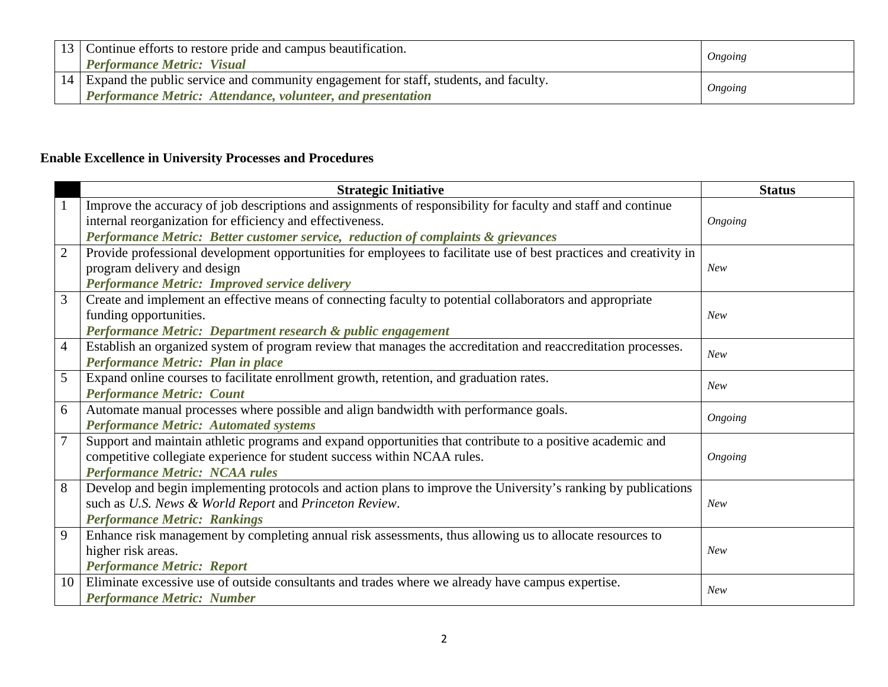| | | |
|---|---|---|
| 13 | Continue efforts to restore pride and campus beautification.<br>***Performance Metric: Visual*** | *Ongoing* |
| 14 | Expand the public service and community engagement for staff, students, and faculty.<br>***Performance Metric: Attendance, volunteer, and presentation*** | *Ongoing* |

**Enable Excellence in University Processes and Procedures**

| | Strategic Initiative | Status |
|---|---|---|
| 1 | Improve the accuracy of job descriptions and assignments of responsibility for faculty and staff and continue internal reorganization for efficiency and effectiveness.<br>***Performance Metric: Better customer service, reduction of complaints & grievances*** | *Ongoing* |
| 2 | Provide professional development opportunities for employees to facilitate use of best practices and creativity in program delivery and design<br>***Performance Metric: Improved service delivery*** | *New* |
| 3 | Create and implement an effective means of connecting faculty to potential collaborators and appropriate funding opportunities.<br>***Performance Metric: Department research & public engagement*** | *New* |
| 4 | Establish an organized system of program review that manages the accreditation and reaccreditation processes.<br>***Performance Metric: Plan in place*** | *New* |
| 5 | Expand online courses to facilitate enrollment growth, retention, and graduation rates.<br>***Performance Metric: Count*** | *New* |
| 6 | Automate manual processes where possible and align bandwidth with performance goals.<br>***Performance Metric: Automated systems*** | *Ongoing* |
| 7 | Support and maintain athletic programs and expand opportunities that contribute to a positive academic and competitive collegiate experience for student success within NCAA rules.<br>***Performance Metric: NCAA rules*** | *Ongoing* |
| 8 | Develop and begin implementing protocols and action plans to improve the University's ranking by publications such as *U.S. News & World Report* and *Princeton Review*.<br>***Performance Metric: Rankings*** | *New* |
| 9 | Enhance risk management by completing annual risk assessments, thus allowing us to allocate resources to higher risk areas.<br>***Performance Metric: Report*** | *New* |
| 10 | Eliminate excessive use of outside consultants and trades where we already have campus expertise.<br>***Performance Metric: Number*** | *New* |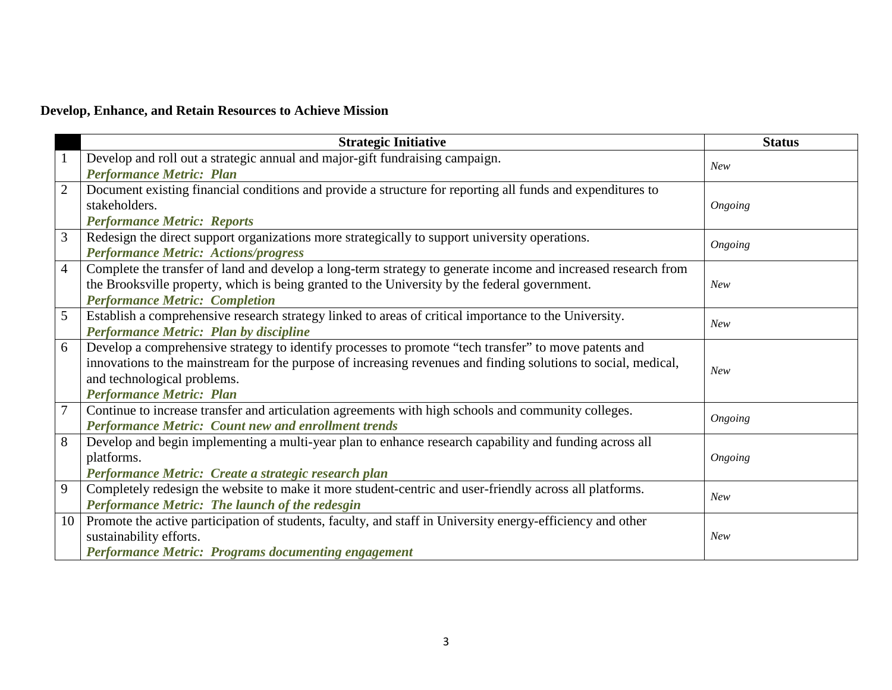**Develop, Enhance, and Retain Resources to Achieve Mission**

| | Strategic Initiative | Status |
|---|---|---|
| 1 | Develop and roll out a strategic annual and major-gift fundraising campaign.<br>***Performance Metric: Plan*** | *New* |
| 2 | Document existing financial conditions and provide a structure for reporting all funds and expenditures to stakeholders.<br>***Performance Metric: Reports*** | *Ongoing* |
| 3 | Redesign the direct support organizations more strategically to support university operations.<br>***Performance Metric: Actions/progress*** | *Ongoing* |
| 4 | Complete the transfer of land and develop a long-term strategy to generate income and increased research from the Brooksville property, which is being granted to the University by the federal government.<br>***Performance Metric: Completion*** | *New* |
| 5 | Establish a comprehensive research strategy linked to areas of critical importance to the University.<br>***Performance Metric: Plan by discipline*** | *New* |
| 6 | Develop a comprehensive strategy to identify processes to promote "tech transfer" to move patents and innovations to the mainstream for the purpose of increasing revenues and finding solutions to social, medical, and technological problems.<br>***Performance Metric: Plan*** | *New* |
| 7 | Continue to increase transfer and articulation agreements with high schools and community colleges.<br>***Performance Metric: Count new and enrollment trends*** | *Ongoing* |
| 8 | Develop and begin implementing a multi-year plan to enhance research capability and funding across all platforms.<br>***Performance Metric: Create a strategic research plan*** | *Ongoing* |
| 9 | Completely redesign the website to make it more student-centric and user-friendly across all platforms.<br>***Performance Metric: The launch of the redesgin*** | *New* |
| 10 | Promote the active participation of students, faculty, and staff in University energy-efficiency and other sustainability efforts.<br>***Performance Metric: Programs documenting engagement*** | *New* |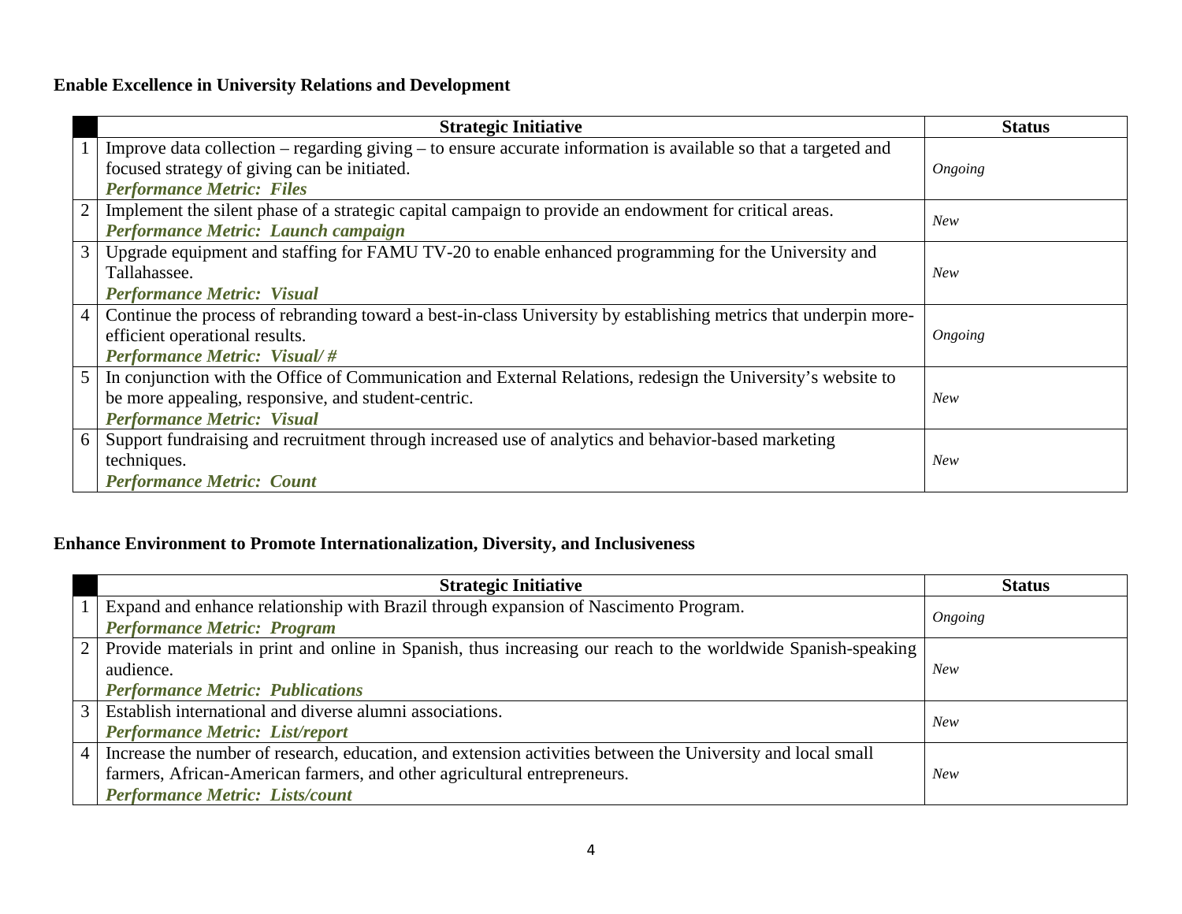**Enable Excellence in University Relations and Development**

| | Strategic Initiative | Status |
|---|---|---|
| 1 | Improve data collection – regarding giving – to ensure accurate information is available so that a targeted and focused strategy of giving can be initiated.<br>***Performance Metric: Files*** | *Ongoing* |
| 2 | Implement the silent phase of a strategic capital campaign to provide an endowment for critical areas.<br>***Performance Metric: Launch campaign*** | *New* |
| 3 | Upgrade equipment and staffing for FAMU TV-20 to enable enhanced programming for the University and Tallahassee.<br>***Performance Metric: Visual*** | *New* |
| 4 | Continue the process of rebranding toward a best-in-class University by establishing metrics that underpin more-efficient operational results.<br>***Performance Metric: Visual/ #*** | *Ongoing* |
| 5 | In conjunction with the Office of Communication and External Relations, redesign the University's website to be more appealing, responsive, and student-centric.<br>***Performance Metric: Visual*** | *New* |
| 6 | Support fundraising and recruitment through increased use of analytics and behavior-based marketing techniques.<br>***Performance Metric: Count*** | *New* |

**Enhance Environment to Promote Internationalization, Diversity, and Inclusiveness**

| | Strategic Initiative | Status |
|---|---|---|
| 1 | Expand and enhance relationship with Brazil through expansion of Nascimento Program.<br>***Performance Metric: Program*** | *Ongoing* |
| 2 | Provide materials in print and online in Spanish, thus increasing our reach to the worldwide Spanish-speaking audience.<br>***Performance Metric: Publications*** | *New* |
| 3 | Establish international and diverse alumni associations.<br>***Performance Metric: List/report*** | *New* |
| 4 | Increase the number of research, education, and extension activities between the University and local small farmers, African-American farmers, and other agricultural entrepreneurs.<br>***Performance Metric: Lists/count*** | *New* |